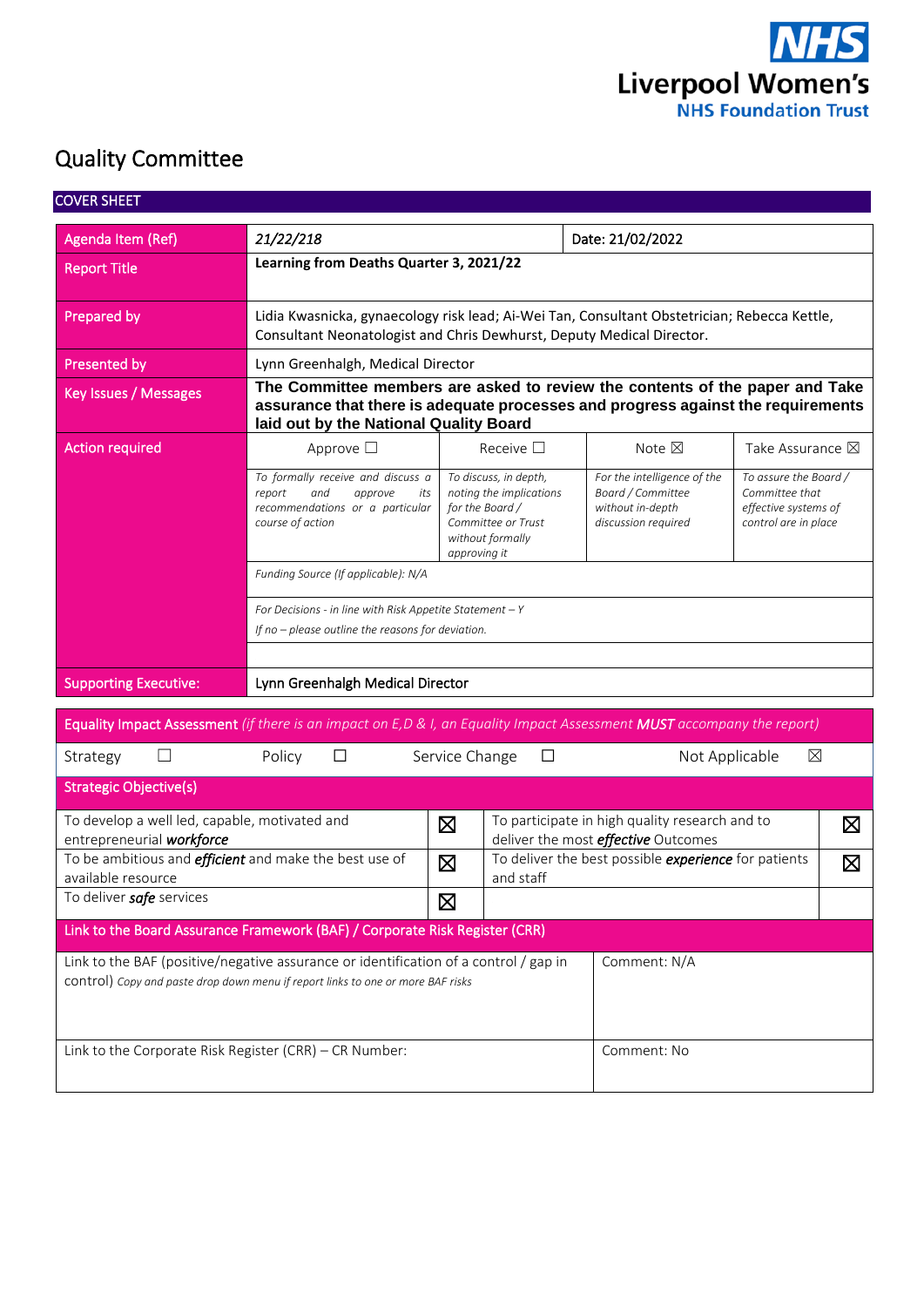NHS Liverpool Women's NHS Foundation Trust

# Quality Committee

## COVER SHEET

| | | |
|---|---|---|
| Agenda Item (Ref) | *21/22/218* | Date: 21/02/2022 |
| Report Title | **Learning from Deaths Quarter 3, 2021/22** | |
| Prepared by | Lidia Kwasnicka, gynaecology risk lead; Ai-Wei Tan, Consultant Obstetrician; Rebecca Kettle, Consultant Neonatologist and Chris Dewhurst, Deputy Medical Director. | |
| Presented by | Lynn Greenhalgh, Medical Director | |
| Key Issues / Messages | **The Committee members are asked to review the contents of the paper and Take assurance that there is adequate processes and progress against the requirements laid out by the National Quality Board** | |

| Action required | Approve ☐ | Receive ☐ | Note ☒ | Take Assurance ☒ |
|---|---|---|---|---|
| | *To formally receive and discuss a report and approve its recommendations or a particular course of action* | *To discuss, in depth, noting the implications for the Board / Committee or Trust without formally approving it* | *For the intelligence of the Board / Committee without in-depth discussion required* | *To assure the Board / Committee that effective systems of control are in place* |
| | *Funding Source (If applicable): N/A* | | | |
| | *For Decisions - in line with Risk Appetite Statement – Y*<br>*If no – please outline the reasons for deviation.* | | | |
| | | | | |
| Supporting Executive: | Lynn Greenhalgh Medical Director | | | |

**Equality Impact Assessment** *(if there is an impact on E,D & I, an Equality Impact Assessment **MUST** accompany the report)*

| Strategy ☐ | Policy ☐ | Service Change ☐ | Not Applicable ☒ |
|---|---|---|---|

**Strategic Objective(s)**

| | | | |
|---|---|---|---|
| To develop a well led, capable, motivated and entrepreneurial ***workforce*** | ☒ | To participate in high quality research and to deliver the most ***effective*** Outcomes | ☒ |
| To be ambitious and ***efficient*** and make the best use of available resource | ☒ | To deliver the best possible ***experience*** for patients and staff | ☒ |
| To deliver ***safe*** services | ☒ | | |

**Link to the Board Assurance Framework (BAF) / Corporate Risk Register (CRR)**

| | |
|---|---|
| Link to the BAF (positive/negative assurance or identification of a control / gap in control) *Copy and paste drop down menu if report links to one or more BAF risks* | Comment: N/A |
| Link to the Corporate Risk Register (CRR) – CR Number: | Comment: No |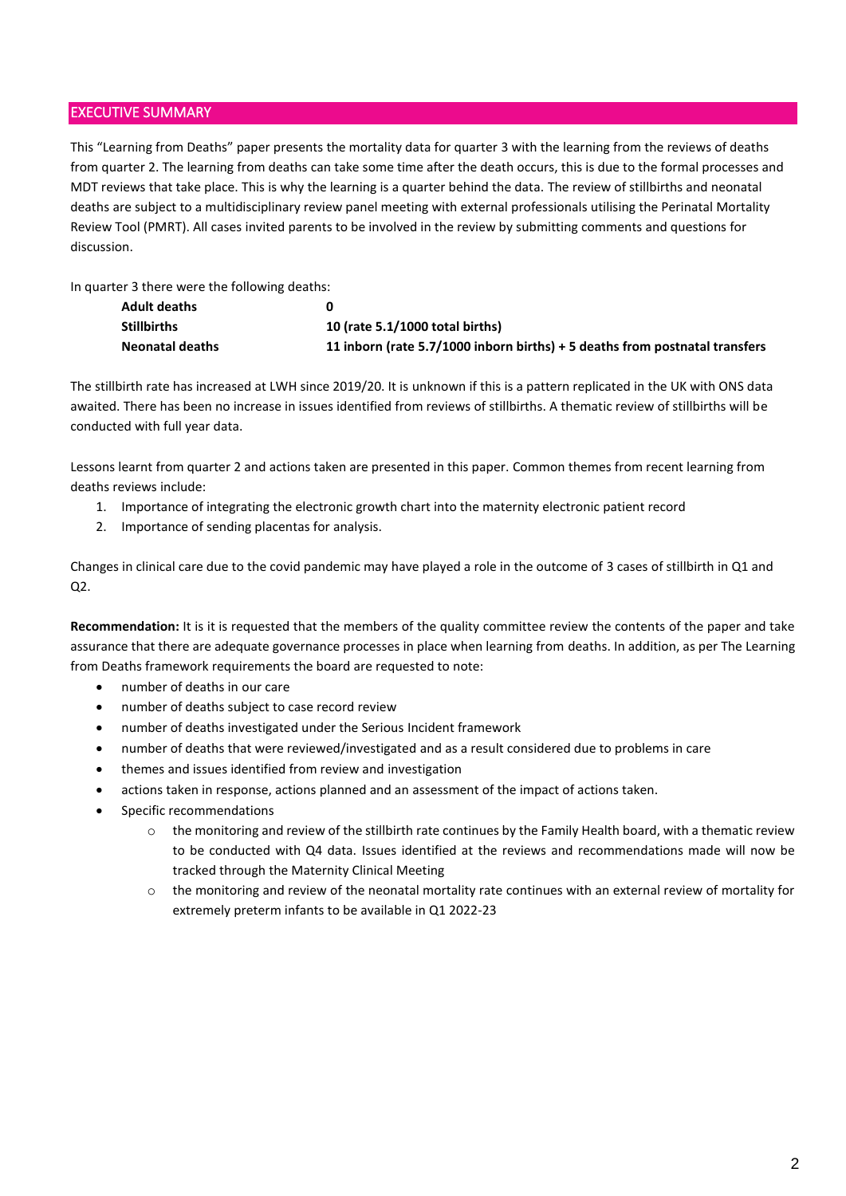## EXECUTIVE SUMMARY

This "Learning from Deaths" paper presents the mortality data for quarter 3 with the learning from the reviews of deaths from quarter 2. The learning from deaths can take some time after the death occurs, this is due to the formal processes and MDT reviews that take place. This is why the learning is a quarter behind the data. The review of stillbirths and neonatal deaths are subject to a multidisciplinary review panel meeting with external professionals utilising the Perinatal Mortality Review Tool (PMRT). All cases invited parents to be involved in the review by submitting comments and questions for discussion.

In quarter 3 there were the following deaths:

| | |
|---|---|
| **Adult deaths** | **0** |
| **Stillbirths** | **10 (rate 5.1/1000 total births)** |
| **Neonatal deaths** | **11 inborn (rate 5.7/1000 inborn births) + 5 deaths from postnatal transfers** |

The stillbirth rate has increased at LWH since 2019/20. It is unknown if this is a pattern replicated in the UK with ONS data awaited. There has been no increase in issues identified from reviews of stillbirths. A thematic review of stillbirths will be conducted with full year data.

Lessons learnt from quarter 2 and actions taken are presented in this paper. Common themes from recent learning from deaths reviews include:

1. Importance of integrating the electronic growth chart into the maternity electronic patient record
2. Importance of sending placentas for analysis.

Changes in clinical care due to the covid pandemic may have played a role in the outcome of 3 cases of stillbirth in Q1 and Q2.

**Recommendation:** It is it is requested that the members of the quality committee review the contents of the paper and take assurance that there are adequate governance processes in place when learning from deaths. In addition, as per The Learning from Deaths framework requirements the board are requested to note:

- number of deaths in our care
- number of deaths subject to case record review
- number of deaths investigated under the Serious Incident framework
- number of deaths that were reviewed/investigated and as a result considered due to problems in care
- themes and issues identified from review and investigation
- actions taken in response, actions planned and an assessment of the impact of actions taken.
- Specific recommendations
  - the monitoring and review of the stillbirth rate continues by the Family Health board, with a thematic review to be conducted with Q4 data. Issues identified at the reviews and recommendations made will now be tracked through the Maternity Clinical Meeting
  - the monitoring and review of the neonatal mortality rate continues with an external review of mortality for extremely preterm infants to be available in Q1 2022-23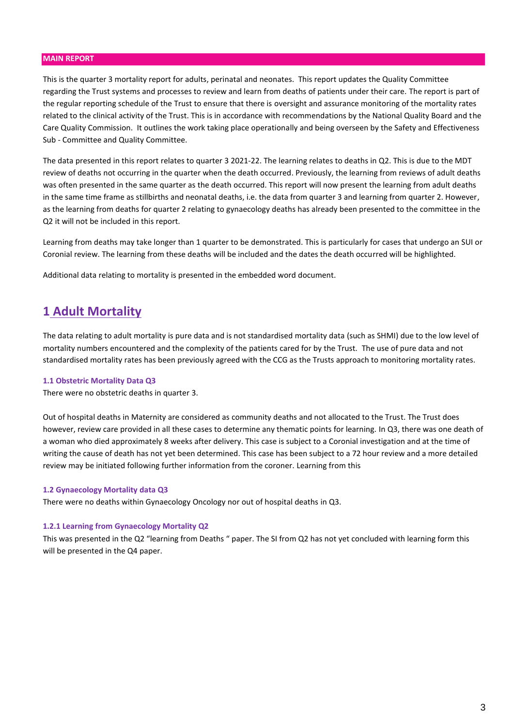**MAIN REPORT**

This is the quarter 3 mortality report for adults, perinatal and neonates. This report updates the Quality Committee regarding the Trust systems and processes to review and learn from deaths of patients under their care. The report is part of the regular reporting schedule of the Trust to ensure that there is oversight and assurance monitoring of the mortality rates related to the clinical activity of the Trust. This is in accordance with recommendations by the National Quality Board and the Care Quality Commission. It outlines the work taking place operationally and being overseen by the Safety and Effectiveness Sub - Committee and Quality Committee.

The data presented in this report relates to quarter 3 2021-22. The learning relates to deaths in Q2. This is due to the MDT review of deaths not occurring in the quarter when the death occurred. Previously, the learning from reviews of adult deaths was often presented in the same quarter as the death occurred. This report will now present the learning from adult deaths in the same time frame as stillbirths and neonatal deaths, i.e. the data from quarter 3 and learning from quarter 2. However, as the learning from deaths for quarter 2 relating to gynaecology deaths has already been presented to the committee in the Q2 it will not be included in this report.

Learning from deaths may take longer than 1 quarter to be demonstrated. This is particularly for cases that undergo an SUI or Coronial review. The learning from these deaths will be included and the dates the death occurred will be highlighted.

Additional data relating to mortality is presented in the embedded word document.

# 1 Adult Mortality

The data relating to adult mortality is pure data and is not standardised mortality data (such as SHMI) due to the low level of mortality numbers encountered and the complexity of the patients cared for by the Trust. The use of pure data and not standardised mortality rates has been previously agreed with the CCG as the Trusts approach to monitoring mortality rates.

### 1.1 Obstetric Mortality Data Q3

There were no obstetric deaths in quarter 3.

Out of hospital deaths in Maternity are considered as community deaths and not allocated to the Trust. The Trust does however, review care provided in all these cases to determine any thematic points for learning. In Q3, there was one death of a woman who died approximately 8 weeks after delivery. This case is subject to a Coronial investigation and at the time of writing the cause of death has not yet been determined. This case has been subject to a 72 hour review and a more detailed review may be initiated following further information from the coroner. Learning from this

### 1.2 Gynaecology Mortality data Q3

There were no deaths within Gynaecology Oncology nor out of hospital deaths in Q3.

#### 1.2.1 Learning from Gynaecology Mortality Q2

This was presented in the Q2 "learning from Deaths " paper. The SI from Q2 has not yet concluded with learning form this will be presented in the Q4 paper.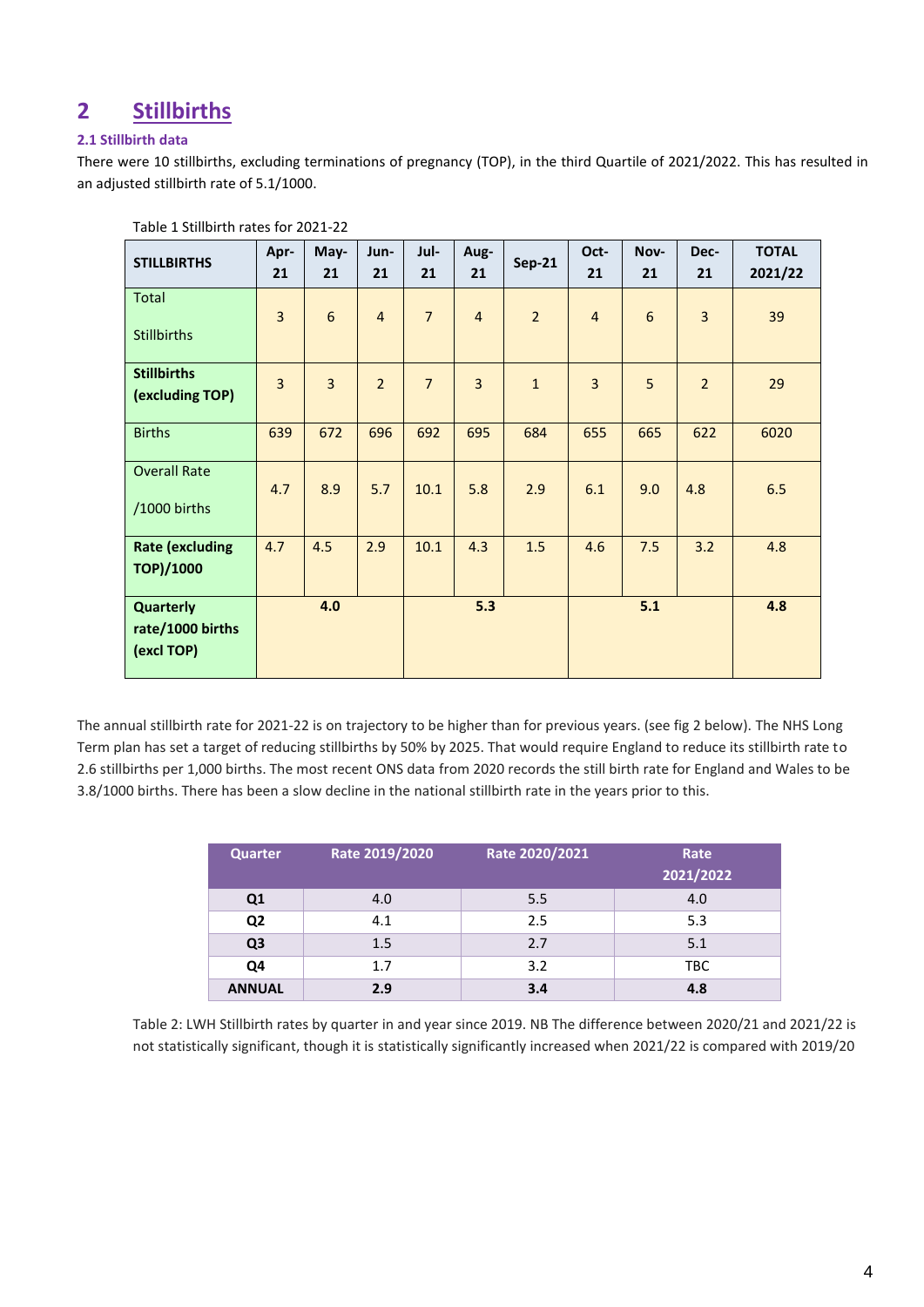# 2 Stillbirths

### 2.1 Stillbirth data

There were 10 stillbirths, excluding terminations of pregnancy (TOP), in the third Quartile of 2021/2022. This has resulted in an adjusted stillbirth rate of 5.1/1000.

Table 1 Stillbirth rates for 2021-22

| STILLBIRTHS | Apr-21 | May-21 | Jun-21 | Jul-21 | Aug-21 | Sep-21 | Oct-21 | Nov-21 | Dec-21 | TOTAL 2021/22 |
|---|---|---|---|---|---|---|---|---|---|---|
| Total Stillbirths | 3 | 6 | 4 | 7 | 4 | 2 | 4 | 6 | 3 | 39 |
| **Stillbirths (excluding TOP)** | 3 | 3 | 2 | 7 | 3 | 1 | 3 | 5 | 2 | 29 |
| Births | 639 | 672 | 696 | 692 | 695 | 684 | 655 | 665 | 622 | 6020 |
| Overall Rate /1000 births | 4.7 | 8.9 | 5.7 | 10.1 | 5.8 | 2.9 | 6.1 | 9.0 | 4.8 | 6.5 |
| **Rate (excluding TOP)/1000** | 4.7 | 4.5 | 2.9 | 10.1 | 4.3 | 1.5 | 4.6 | 7.5 | 3.2 | 4.8 |
| **Quarterly rate/1000 births (excl TOP)** | | **4.0** | | | **5.3** | | | **5.1** | | **4.8** |

The annual stillbirth rate for 2021-22 is on trajectory to be higher than for previous years. (see fig 2 below). The NHS Long Term plan has set a target of reducing stillbirths by 50% by 2025. That would require England to reduce its stillbirth rate to 2.6 stillbirths per 1,000 births. The most recent ONS data from 2020 records the still birth rate for England and Wales to be 3.8/1000 births. There has been a slow decline in the national stillbirth rate in the years prior to this.

| Quarter | Rate 2019/2020 | Rate 2020/2021 | Rate 2021/2022 |
|---|---|---|---|
| **Q1** | 4.0 | 5.5 | 4.0 |
| **Q2** | 4.1 | 2.5 | 5.3 |
| **Q3** | 1.5 | 2.7 | 5.1 |
| **Q4** | 1.7 | 3.2 | TBC |
| **ANNUAL** | **2.9** | **3.4** | **4.8** |

Table 2: LWH Stillbirth rates by quarter in and year since 2019. NB The difference between 2020/21 and 2021/22 is not statistically significant, though it is statistically significantly increased when 2021/22 is compared with 2019/20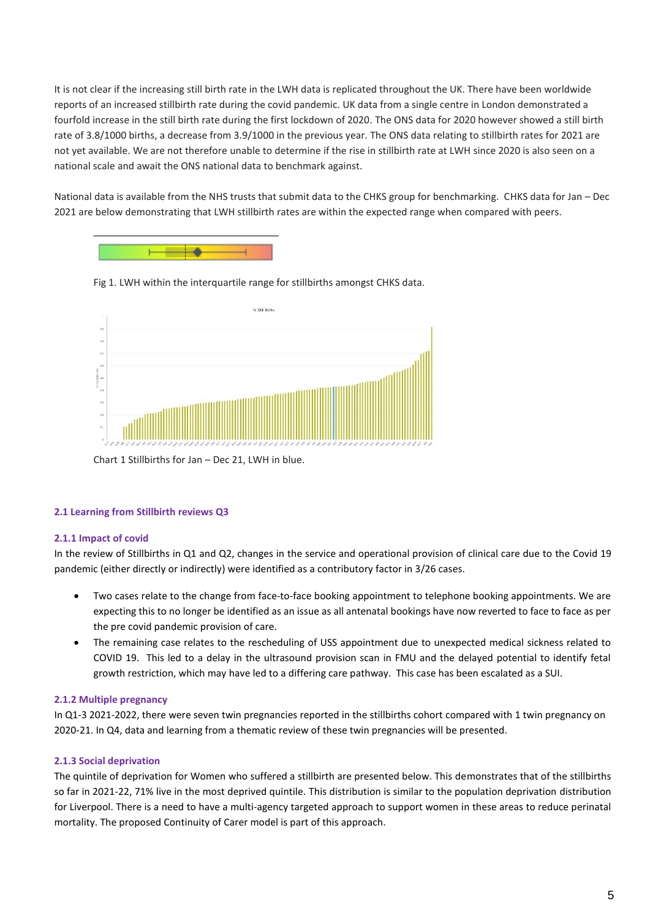It is not clear if the increasing still birth rate in the LWH data is replicated throughout the UK. There have been worldwide reports of an increased stillbirth rate during the covid pandemic. UK data from a single centre in London demonstrated a fourfold increase in the still birth rate during the first lockdown of 2020. The ONS data for 2020 however showed a still birth rate of 3.8/1000 births, a decrease from 3.9/1000 in the previous year. The ONS data relating to stillbirth rates for 2021 are not yet available. We are not therefore unable to determine if the rise in stillbirth rate at LWH since 2020 is also seen on a national scale and await the ONS national data to benchmark against.

National data is available from the NHS trusts that submit data to the CHKS group for benchmarking. CHKS data for Jan – Dec 2021 are below demonstrating that LWH stillbirth rates are within the expected range when compared with peers.

Fig 1. LWH within the interquartile range for stillbirths amongst CHKS data.

Chart 1 Stillbirths for Jan – Dec 21, LWH in blue.

### 2.1 Learning from Stillbirth reviews Q3

#### 2.1.1 Impact of covid

In the review of Stillbirths in Q1 and Q2, changes in the service and operational provision of clinical care due to the Covid 19 pandemic (either directly or indirectly) were identified as a contributory factor in 3/26 cases.

- Two cases relate to the change from face-to-face booking appointment to telephone booking appointments. We are expecting this to no longer be identified as an issue as all antenatal bookings have now reverted to face to face as per the pre covid pandemic provision of care.
- The remaining case relates to the rescheduling of USS appointment due to unexpected medical sickness related to COVID 19. This led to a delay in the ultrasound provision scan in FMU and the delayed potential to identify fetal growth restriction, which may have led to a differing care pathway. This case has been escalated as a SUI.

#### 2.1.2 Multiple pregnancy

In Q1-3 2021-2022, there were seven twin pregnancies reported in the stillbirths cohort compared with 1 twin pregnancy on 2020-21. In Q4, data and learning from a thematic review of these twin pregnancies will be presented.

#### 2.1.3 Social deprivation

The quintile of deprivation for Women who suffered a stillbirth are presented below. This demonstrates that of the stillbirths so far in 2021-22, 71% live in the most deprived quintile. This distribution is similar to the population deprivation distribution for Liverpool. There is a need to have a multi-agency targeted approach to support women in these areas to reduce perinatal mortality. The proposed Continuity of Carer model is part of this approach.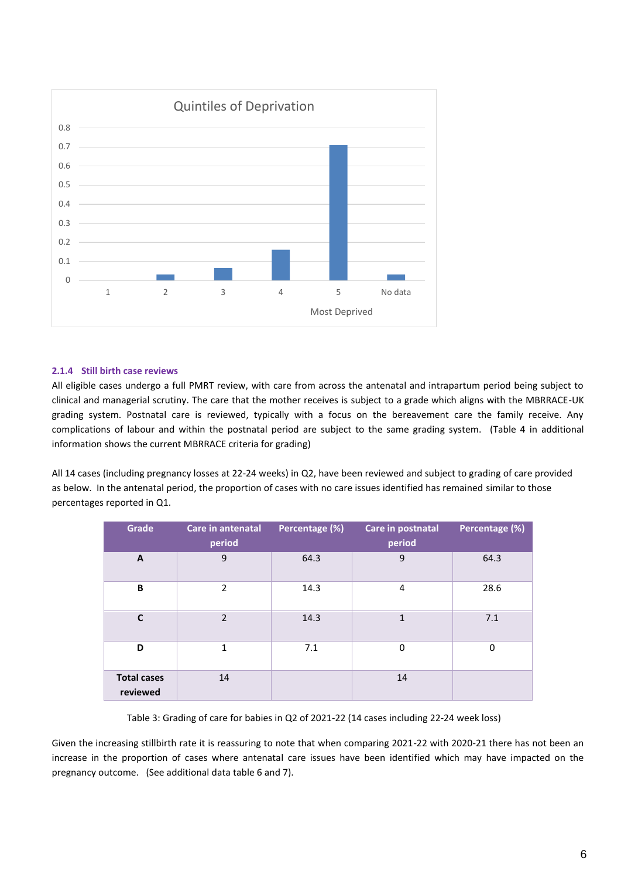Quintiles of Deprivation

| Quintile | Value |
|---|---|
| 1 | 0 |
| 2 | ~0.03 |
| 3 | ~0.06 |
| 4 | ~0.16 |
| 5 (Most Deprived) | ~0.71 |
| No data | ~0.03 |

### 2.1.4 Still birth case reviews

All eligible cases undergo a full PMRT review, with care from across the antenatal and intrapartum period being subject to clinical and managerial scrutiny. The care that the mother receives is subject to a grade which aligns with the MBRRACE-UK grading system. Postnatal care is reviewed, typically with a focus on the bereavement care the family receive. Any complications of labour and within the postnatal period are subject to the same grading system. (Table 4 in additional information shows the current MBRRACE criteria for grading)

All 14 cases (including pregnancy losses at 22-24 weeks) in Q2, have been reviewed and subject to grading of care provided as below. In the antenatal period, the proportion of cases with no care issues identified has remained similar to those percentages reported in Q1.

| Grade | Care in antenatal period | Percentage (%) | Care in postnatal period | Percentage (%) |
|---|---|---|---|---|
| **A** | 9 | 64.3 | 9 | 64.3 |
| **B** | 2 | 14.3 | 4 | 28.6 |
| **C** | 2 | 14.3 | 1 | 7.1 |
| **D** | 1 | 7.1 | 0 | 0 |
| **Total cases reviewed** | 14 | | 14 | |

Table 3: Grading of care for babies in Q2 of 2021-22 (14 cases including 22-24 week loss)

Given the increasing stillbirth rate it is reassuring to note that when comparing 2021-22 with 2020-21 there has not been an increase in the proportion of cases where antenatal care issues have been identified which may have impacted on the pregnancy outcome. (See additional data table 6 and 7).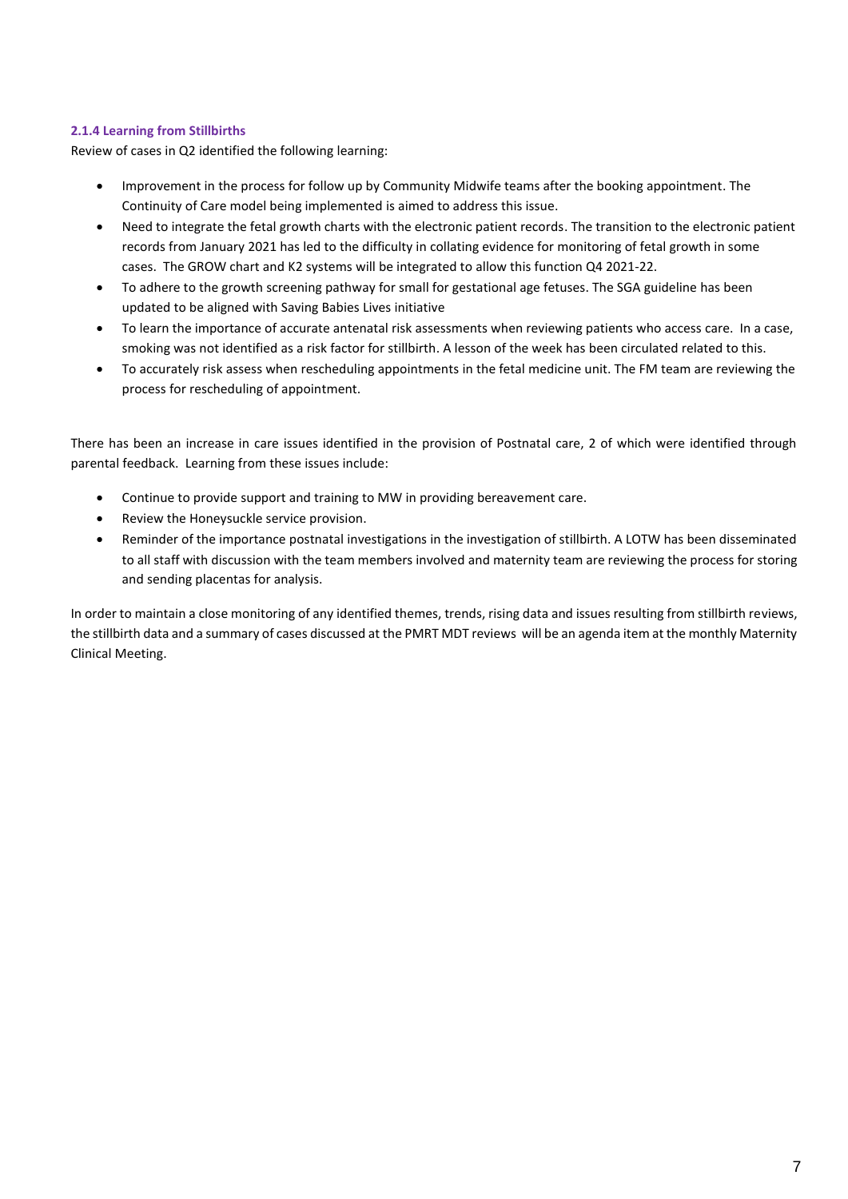#### 2.1.4 Learning from Stillbirths

Review of cases in Q2 identified the following learning:

- Improvement in the process for follow up by Community Midwife teams after the booking appointment. The Continuity of Care model being implemented is aimed to address this issue.
- Need to integrate the fetal growth charts with the electronic patient records. The transition to the electronic patient records from January 2021 has led to the difficulty in collating evidence for monitoring of fetal growth in some cases. The GROW chart and K2 systems will be integrated to allow this function Q4 2021-22.
- To adhere to the growth screening pathway for small for gestational age fetuses. The SGA guideline has been updated to be aligned with Saving Babies Lives initiative
- To learn the importance of accurate antenatal risk assessments when reviewing patients who access care. In a case, smoking was not identified as a risk factor for stillbirth. A lesson of the week has been circulated related to this.
- To accurately risk assess when rescheduling appointments in the fetal medicine unit. The FM team are reviewing the process for rescheduling of appointment.

There has been an increase in care issues identified in the provision of Postnatal care, 2 of which were identified through parental feedback. Learning from these issues include:

- Continue to provide support and training to MW in providing bereavement care.
- Review the Honeysuckle service provision.
- Reminder of the importance postnatal investigations in the investigation of stillbirth. A LOTW has been disseminated to all staff with discussion with the team members involved and maternity team are reviewing the process for storing and sending placentas for analysis.

In order to maintain a close monitoring of any identified themes, trends, rising data and issues resulting from stillbirth reviews, the stillbirth data and a summary of cases discussed at the PMRT MDT reviews will be an agenda item at the monthly Maternity Clinical Meeting.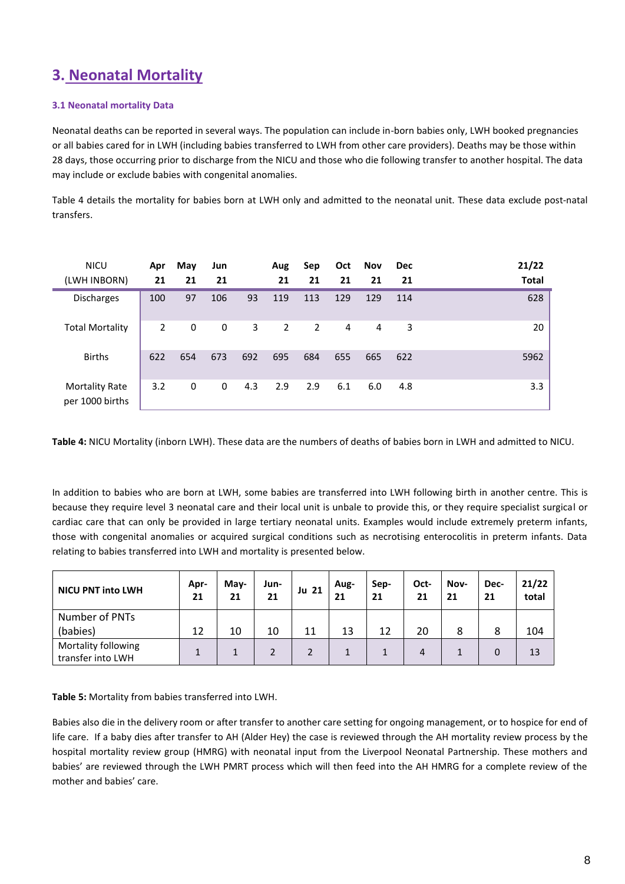## 3. Neonatal Mortality

#### 3.1 Neonatal mortality Data

Neonatal deaths can be reported in several ways. The population can include in-born babies only, LWH booked pregnancies or all babies cared for in LWH (including babies transferred to LWH from other care providers). Deaths may be those within 28 days, those occurring prior to discharge from the NICU and those who die following transfer to another hospital. The data may include or exclude babies with congenital anomalies.

Table 4 details the mortality for babies born at LWH only and admitted to the neonatal unit. These data exclude post-natal transfers.

| NICU (LWH INBORN) | Apr 21 | May 21 | Jun 21 | | Aug 21 | Sep 21 | Oct 21 | Nov 21 | Dec 21 | 21/22 Total |
|---|---|---|---|---|---|---|---|---|---|---|
| Discharges | 100 | 97 | 106 | 93 | 119 | 113 | 129 | 129 | 114 | 628 |
| Total Mortality | 2 | 0 | 0 | 3 | 2 | 2 | 4 | 4 | 3 | 20 |
| Births | 622 | 654 | 673 | 692 | 695 | 684 | 655 | 665 | 622 | 5962 |
| Mortality Rate per 1000 births | 3.2 | 0 | 0 | 4.3 | 2.9 | 2.9 | 6.1 | 6.0 | 4.8 | 3.3 |

**Table 4:** NICU Mortality (inborn LWH). These data are the numbers of deaths of babies born in LWH and admitted to NICU.

In addition to babies who are born at LWH, some babies are transferred into LWH following birth in another centre. This is because they require level 3 neonatal care and their local unit is unbale to provide this, or they require specialist surgical or cardiac care that can only be provided in large tertiary neonatal units. Examples would include extremely preterm infants, those with congenital anomalies or acquired surgical conditions such as necrotising enterocolitis in preterm infants. Data relating to babies transferred into LWH and mortality is presented below.

| NICU PNT into LWH | Apr-21 | May-21 | Jun-21 | Ju 21 | Aug-21 | Sep-21 | Oct-21 | Nov-21 | Dec-21 | 21/22 total |
|---|---|---|---|---|---|---|---|---|---|---|
| Number of PNTs (babies) | 12 | 10 | 10 | 11 | 13 | 12 | 20 | 8 | 8 | 104 |
| Mortality following transfer into LWH | 1 | 1 | 2 | 2 | 1 | 1 | 4 | 1 | 0 | 13 |

**Table 5:** Mortality from babies transferred into LWH.

Babies also die in the delivery room or after transfer to another care setting for ongoing management, or to hospice for end of life care. If a baby dies after transfer to AH (Alder Hey) the case is reviewed through the AH mortality review process by the hospital mortality review group (HMRG) with neonatal input from the Liverpool Neonatal Partnership. These mothers and babies' are reviewed through the LWH PMRT process which will then feed into the AH HMRG for a complete review of the mother and babies' care.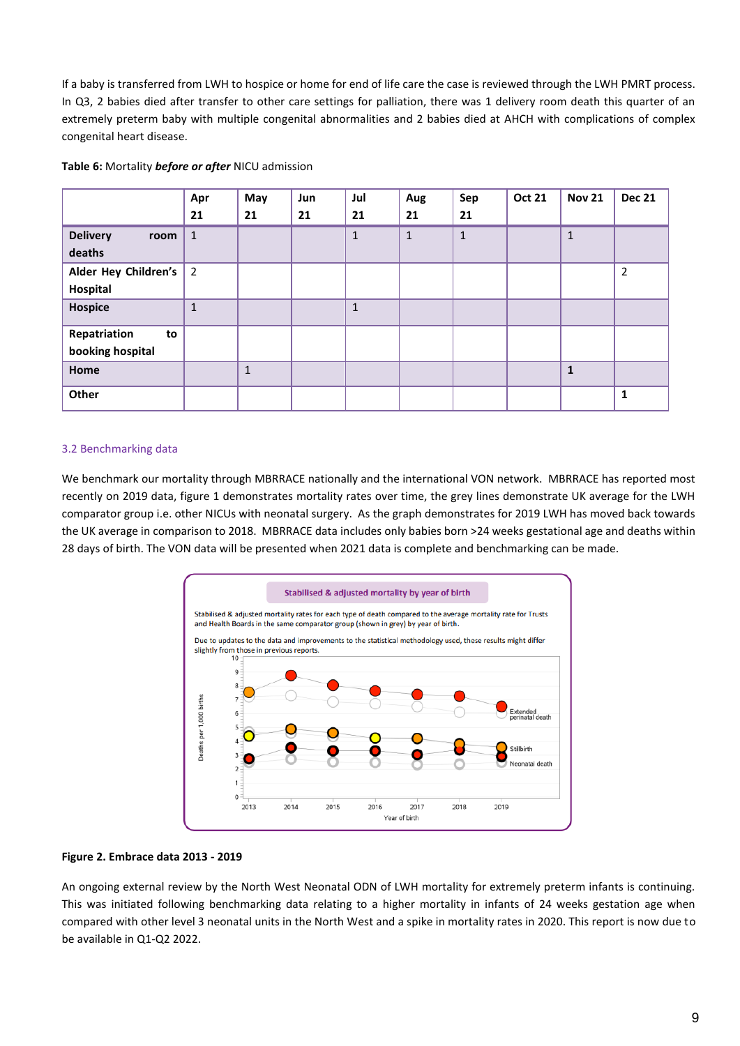If a baby is transferred from LWH to hospice or home for end of life care the case is reviewed through the LWH PMRT process. In Q3, 2 babies died after transfer to other care settings for palliation, there was 1 delivery room death this quarter of an extremely preterm baby with multiple congenital abnormalities and 2 babies died at AHCH with complications of complex congenital heart disease.

**Table 6:** Mortality ***before or after*** NICU admission

| | Apr 21 | May 21 | Jun 21 | Jul 21 | Aug 21 | Sep 21 | Oct 21 | Nov 21 | Dec 21 |
|---|---|---|---|---|---|---|---|---|---|
| **Delivery room deaths** | 1 | | | 1 | 1 | 1 | | 1 | |
| **Alder Hey Children's Hospital** | 2 | | | | | | | | 2 |
| **Hospice** | 1 | | | 1 | | | | | |
| **Repatriation to booking hospital** | | | | | | | | | |
| **Home** | | 1 | | | | | | **1** | |
| **Other** | | | | | | | | | **1** |

## 3.2 Benchmarking data

We benchmark our mortality through MBRRACE nationally and the international VON network. MBRRACE has reported most recently on 2019 data, figure 1 demonstrates mortality rates over time, the grey lines demonstrate UK average for the LWH comparator group i.e. other NICUs with neonatal surgery. As the graph demonstrates for 2019 LWH has moved back towards the UK average in comparison to 2018. MBRRACE data includes only babies born >24 weeks gestational age and deaths within 28 days of birth. The VON data will be presented when 2021 data is complete and benchmarking can be made.

**Figure 2. Embrace data 2013 - 2019**

An ongoing external review by the North West Neonatal ODN of LWH mortality for extremely preterm infants is continuing. This was initiated following benchmarking data relating to a higher mortality in infants of 24 weeks gestation age when compared with other level 3 neonatal units in the North West and a spike in mortality rates in 2020. This report is now due to be available in Q1-Q2 2022.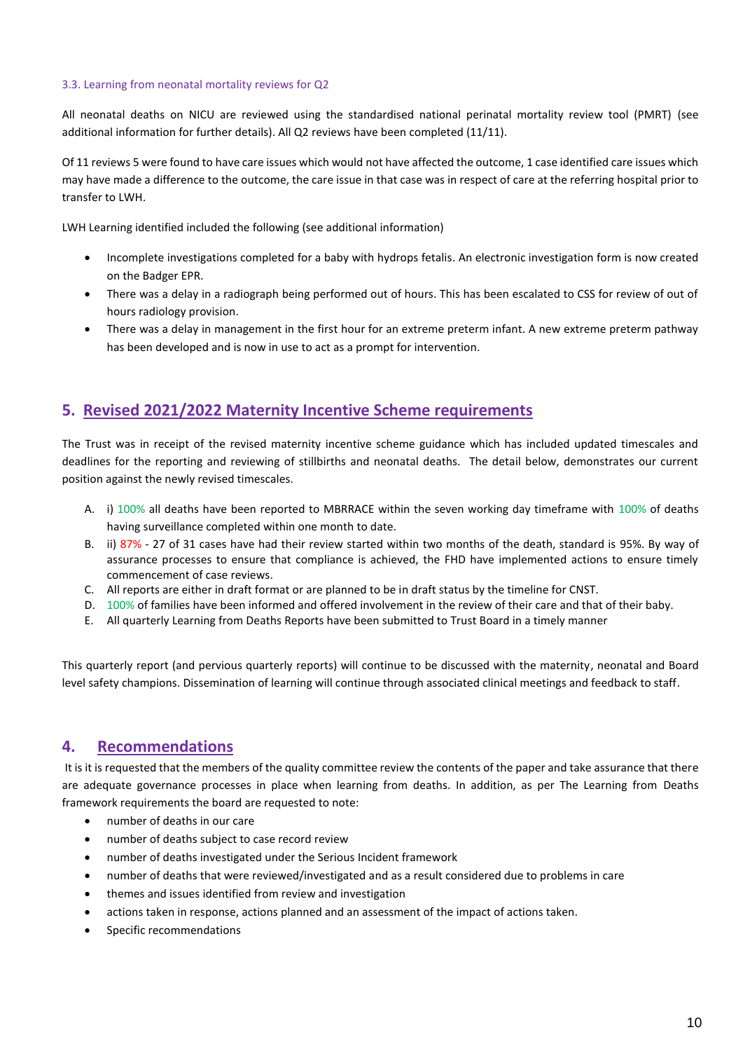### 3.3. Learning from neonatal mortality reviews for Q2

All neonatal deaths on NICU are reviewed using the standardised national perinatal mortality review tool (PMRT) (see additional information for further details). All Q2 reviews have been completed (11/11).

Of 11 reviews 5 were found to have care issues which would not have affected the outcome, 1 case identified care issues which may have made a difference to the outcome, the care issue in that case was in respect of care at the referring hospital prior to transfer to LWH.

LWH Learning identified included the following (see additional information)

- Incomplete investigations completed for a baby with hydrops fetalis. An electronic investigation form is now created on the Badger EPR.
- There was a delay in a radiograph being performed out of hours. This has been escalated to CSS for review of out of hours radiology provision.
- There was a delay in management in the first hour for an extreme preterm infant. A new extreme preterm pathway has been developed and is now in use to act as a prompt for intervention.

## 5. Revised 2021/2022 Maternity Incentive Scheme requirements

The Trust was in receipt of the revised maternity incentive scheme guidance which has included updated timescales and deadlines for the reporting and reviewing of stillbirths and neonatal deaths. The detail below, demonstrates our current position against the newly revised timescales.

A. i) 100% all deaths have been reported to MBRRACE within the seven working day timeframe with 100% of deaths having surveillance completed within one month to date.
B. ii) 87% - 27 of 31 cases have had their review started within two months of the death, standard is 95%. By way of assurance processes to ensure that compliance is achieved, the FHD have implemented actions to ensure timely commencement of case reviews.
C. All reports are either in draft format or are planned to be in draft status by the timeline for CNST.
D. 100% of families have been informed and offered involvement in the review of their care and that of their baby.
E. All quarterly Learning from Deaths Reports have been submitted to Trust Board in a timely manner

This quarterly report (and pervious quarterly reports) will continue to be discussed with the maternity, neonatal and Board level safety champions. Dissemination of learning will continue through associated clinical meetings and feedback to staff.

## 4. Recommendations

It is it is requested that the members of the quality committee review the contents of the paper and take assurance that there are adequate governance processes in place when learning from deaths. In addition, as per The Learning from Deaths framework requirements the board are requested to note:

- number of deaths in our care
- number of deaths subject to case record review
- number of deaths investigated under the Serious Incident framework
- number of deaths that were reviewed/investigated and as a result considered due to problems in care
- themes and issues identified from review and investigation
- actions taken in response, actions planned and an assessment of the impact of actions taken.
- Specific recommendations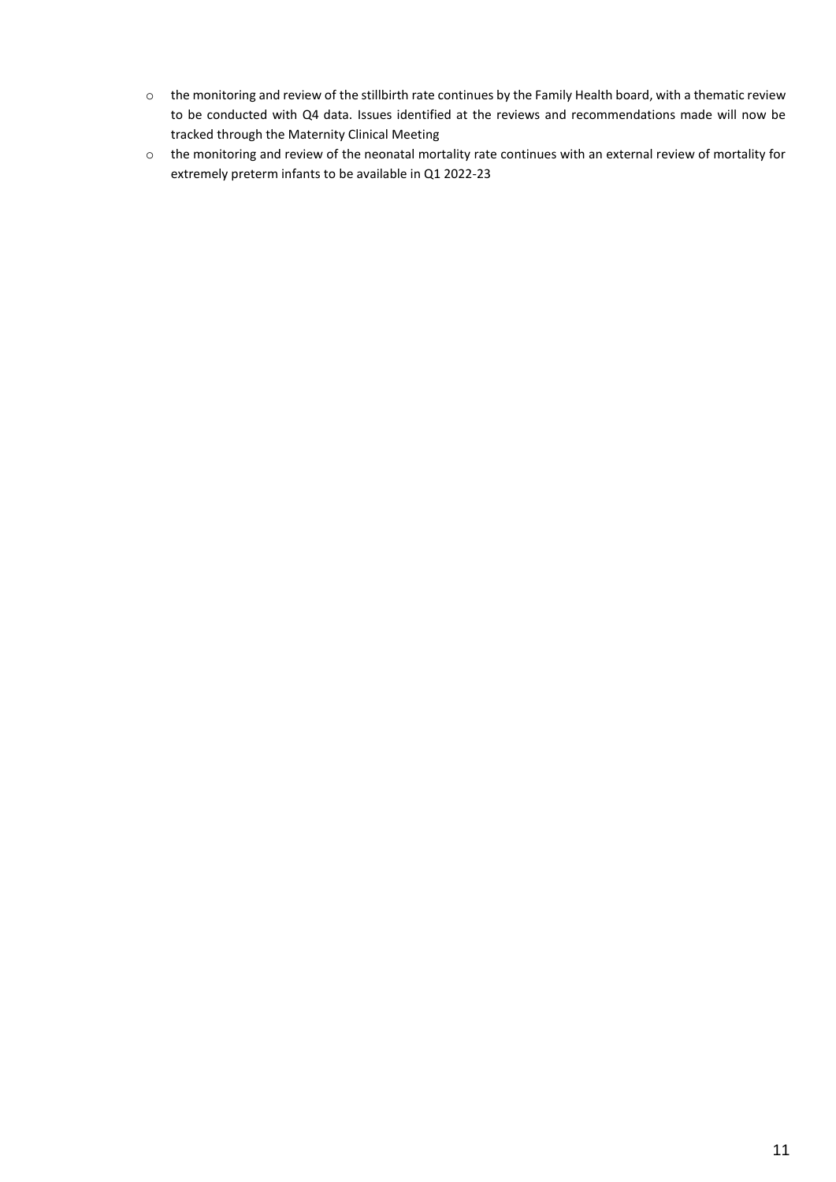- the monitoring and review of the stillbirth rate continues by the Family Health board, with a thematic review to be conducted with Q4 data. Issues identified at the reviews and recommendations made will now be tracked through the Maternity Clinical Meeting
- the monitoring and review of the neonatal mortality rate continues with an external review of mortality for extremely preterm infants to be available in Q1 2022-23